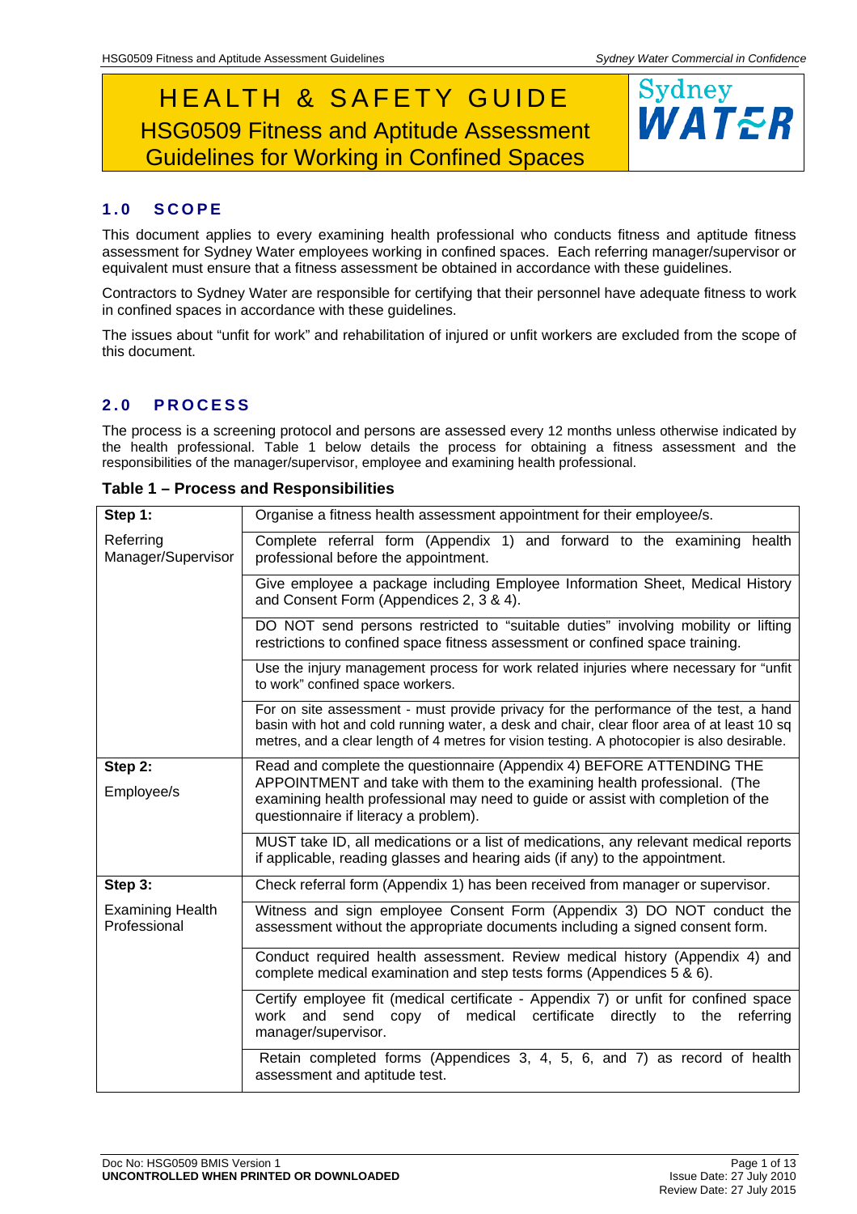# HEALTH & SAFETY GUIDE

# HSG0509 Fitness and Aptitude Assessment Guidelines for Working in Confined Spaces

Sydney WATER

## 1.0 SCOPE

This document applies to every examining health professional who conducts fitness and aptitude fitness assessment for Sydney Water employees working in confined spaces. Each referring manager/supervisor or equivalent must ensure that a fitness assessment be obtained in accordance with these guidelines.

Contractors to Sydney Water are responsible for certifying that their personnel have adequate fitness to work in confined spaces in accordance with these guidelines.

The issues about "unfit for work" and rehabilitation of injured or unfit workers are excluded from the scope of this document.

## 2.0 PROCESS

The process is a screening protocol and persons are assessed every 12 months unless otherwise indicated by the health professional. Table 1 below details the process for obtaining a fitness assessment and the responsibilities of the manager/supervisor, employee and examining health professional.

**Table 1 – Process and Responsibilities**

| | |
|---|---|
| **Step 1:** | Organise a fitness health assessment appointment for their employee/s. |
| Referring Manager/Supervisor | Complete referral form (Appendix 1) and forward to the examining health professional before the appointment. |
| | Give employee a package including Employee Information Sheet, Medical History and Consent Form (Appendices 2, 3 & 4). |
| | DO NOT send persons restricted to "suitable duties" involving mobility or lifting restrictions to confined space fitness assessment or confined space training. |
| | Use the injury management process for work related injuries where necessary for "unfit to work" confined space workers. |
| | For on site assessment - must provide privacy for the performance of the test, a hand basin with hot and cold running water, a desk and chair, clear floor area of at least 10 sq metres, and a clear length of 4 metres for vision testing. A photocopier is also desirable. |
| **Step 2:** Employee/s | Read and complete the questionnaire (Appendix 4) BEFORE ATTENDING THE APPOINTMENT and take with them to the examining health professional. (The examining health professional may need to guide or assist with completion of the questionnaire if literacy a problem). |
| | MUST take ID, all medications or a list of medications, any relevant medical reports if applicable, reading glasses and hearing aids (if any) to the appointment. |
| **Step 3:** | Check referral form (Appendix 1) has been received from manager or supervisor. |
| Examining Health Professional | Witness and sign employee Consent Form (Appendix 3) DO NOT conduct the assessment without the appropriate documents including a signed consent form. |
| | Conduct required health assessment. Review medical history (Appendix 4) and complete medical examination and step tests forms (Appendices 5 & 6). |
| | Certify employee fit (medical certificate - Appendix 7) or unfit for confined space work and send copy of medical certificate directly to the referring manager/supervisor. |
| | Retain completed forms (Appendices 3, 4, 5, 6, and 7) as record of health assessment and aptitude test. |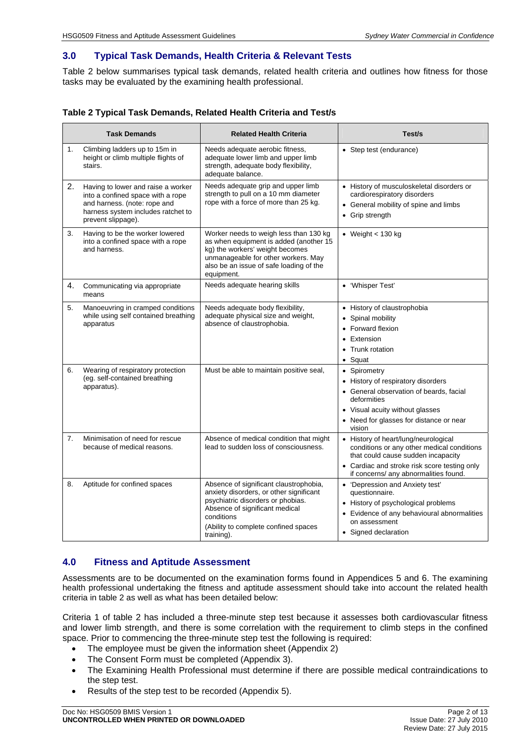## 3.0 Typical Task Demands, Health Criteria & Relevant Tests

Table 2 below summarises typical task demands, related health criteria and outlines how fitness for those tasks may be evaluated by the examining health professional.

**Table 2 Typical Task Demands, Related Health Criteria and Test/s**

| Task Demands | Related Health Criteria | Test/s |
|---|---|---|
| 1. Climbing ladders up to 15m in height or climb multiple flights of stairs. | Needs adequate aerobic fitness, adequate lower limb and upper limb strength, adequate body flexibility, adequate balance. | • Step test (endurance) |
| 2. Having to lower and raise a worker into a confined space with a rope and harness. (note: rope and harness system includes ratchet to prevent slippage). | Needs adequate grip and upper limb strength to pull on a 10 mm diameter rope with a force of more than 25 kg. | • History of musculoskeletal disorders or cardiorespiratory disorders<br>• General mobility of spine and limbs<br>• Grip strength |
| 3. Having to be the worker lowered into a confined space with a rope and harness. | Worker needs to weigh less than 130 kg as when equipment is added (another 15 kg) the workers' weight becomes unmanageable for other workers. May also be an issue of safe loading of the equipment. | • Weight < 130 kg |
| 4. Communicating via appropriate means | Needs adequate hearing skills | • 'Whisper Test' |
| 5. Manoeuvring in cramped conditions while using self contained breathing apparatus | Needs adequate body flexibility, adequate physical size and weight, absence of claustrophobia. | • History of claustrophobia<br>• Spinal mobility<br>• Forward flexion<br>• Extension<br>• Trunk rotation<br>• Squat |
| 6. Wearing of respiratory protection (eg. self-contained breathing apparatus). | Must be able to maintain positive seal, | • Spirometry<br>• History of respiratory disorders<br>• General observation of beards, facial deformities<br>• Visual acuity without glasses<br>• Need for glasses for distance or near vision |
| 7. Minimisation of need for rescue because of medical reasons. | Absence of medical condition that might lead to sudden loss of consciousness. | • History of heart/lung/neurological conditions or any other medical conditions that could cause sudden incapacity<br>• Cardiac and stroke risk score testing only if concerns/ any abnormalities found. |
| 8. Aptitude for confined spaces | Absence of significant claustrophobia, anxiety disorders, or other significant psychiatric disorders or phobias. Absence of significant medical conditions (Ability to complete confined spaces training). | • 'Depression and Anxiety test' questionnaire.<br>• History of psychological problems<br>• Evidence of any behavioural abnormalities on assessment<br>• Signed declaration |

## 4.0 Fitness and Aptitude Assessment

Assessments are to be documented on the examination forms found in Appendices 5 and 6. The examining health professional undertaking the fitness and aptitude assessment should take into account the related health criteria in table 2 as well as what has been detailed below:

Criteria 1 of table 2 has included a three-minute step test because it assesses both cardiovascular fitness and lower limb strength, and there is some correlation with the requirement to climb steps in the confined space. Prior to commencing the three-minute step test the following is required:

- The employee must be given the information sheet (Appendix 2)
- The Consent Form must be completed (Appendix 3).
- The Examining Health Professional must determine if there are possible medical contraindications to the step test.
- Results of the step test to be recorded (Appendix 5).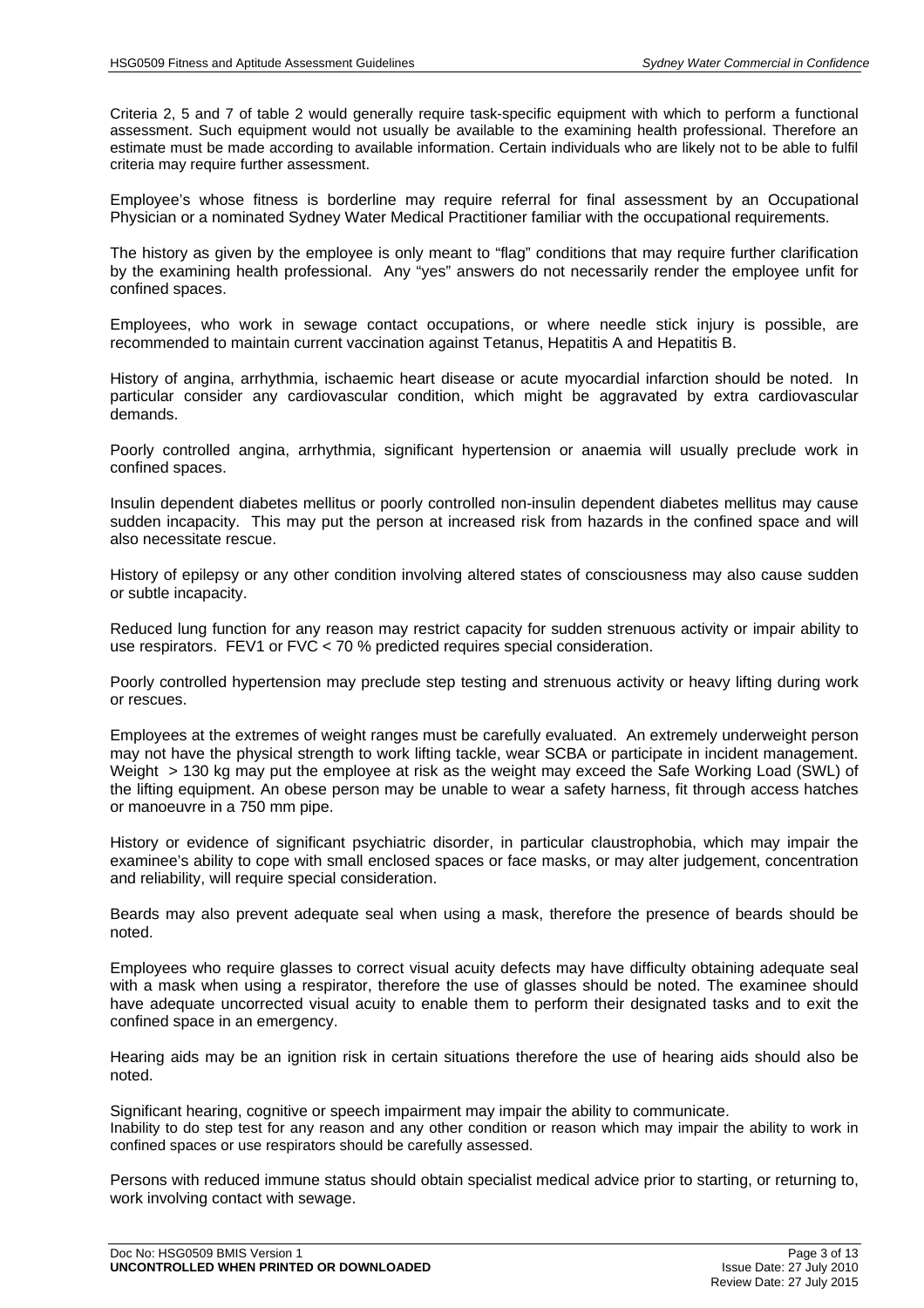Criteria 2, 5 and 7 of table 2 would generally require task-specific equipment with which to perform a functional assessment. Such equipment would not usually be available to the examining health professional. Therefore an estimate must be made according to available information. Certain individuals who are likely not to be able to fulfil criteria may require further assessment.

Employee's whose fitness is borderline may require referral for final assessment by an Occupational Physician or a nominated Sydney Water Medical Practitioner familiar with the occupational requirements.

The history as given by the employee is only meant to "flag" conditions that may require further clarification by the examining health professional. Any "yes" answers do not necessarily render the employee unfit for confined spaces.

Employees, who work in sewage contact occupations, or where needle stick injury is possible, are recommended to maintain current vaccination against Tetanus, Hepatitis A and Hepatitis B.

History of angina, arrhythmia, ischaemic heart disease or acute myocardial infarction should be noted. In particular consider any cardiovascular condition, which might be aggravated by extra cardiovascular demands.

Poorly controlled angina, arrhythmia, significant hypertension or anaemia will usually preclude work in confined spaces.

Insulin dependent diabetes mellitus or poorly controlled non-insulin dependent diabetes mellitus may cause sudden incapacity. This may put the person at increased risk from hazards in the confined space and will also necessitate rescue.

History of epilepsy or any other condition involving altered states of consciousness may also cause sudden or subtle incapacity.

Reduced lung function for any reason may restrict capacity for sudden strenuous activity or impair ability to use respirators. FEV1 or FVC < 70 % predicted requires special consideration.

Poorly controlled hypertension may preclude step testing and strenuous activity or heavy lifting during work or rescues.

Employees at the extremes of weight ranges must be carefully evaluated. An extremely underweight person may not have the physical strength to work lifting tackle, wear SCBA or participate in incident management. Weight > 130 kg may put the employee at risk as the weight may exceed the Safe Working Load (SWL) of the lifting equipment. An obese person may be unable to wear a safety harness, fit through access hatches or manoeuvre in a 750 mm pipe.

History or evidence of significant psychiatric disorder, in particular claustrophobia, which may impair the examinee's ability to cope with small enclosed spaces or face masks, or may alter judgement, concentration and reliability, will require special consideration.

Beards may also prevent adequate seal when using a mask, therefore the presence of beards should be noted.

Employees who require glasses to correct visual acuity defects may have difficulty obtaining adequate seal with a mask when using a respirator, therefore the use of glasses should be noted. The examinee should have adequate uncorrected visual acuity to enable them to perform their designated tasks and to exit the confined space in an emergency.

Hearing aids may be an ignition risk in certain situations therefore the use of hearing aids should also be noted.

Significant hearing, cognitive or speech impairment may impair the ability to communicate.
Inability to do step test for any reason and any other condition or reason which may impair the ability to work in confined spaces or use respirators should be carefully assessed.

Persons with reduced immune status should obtain specialist medical advice prior to starting, or returning to, work involving contact with sewage.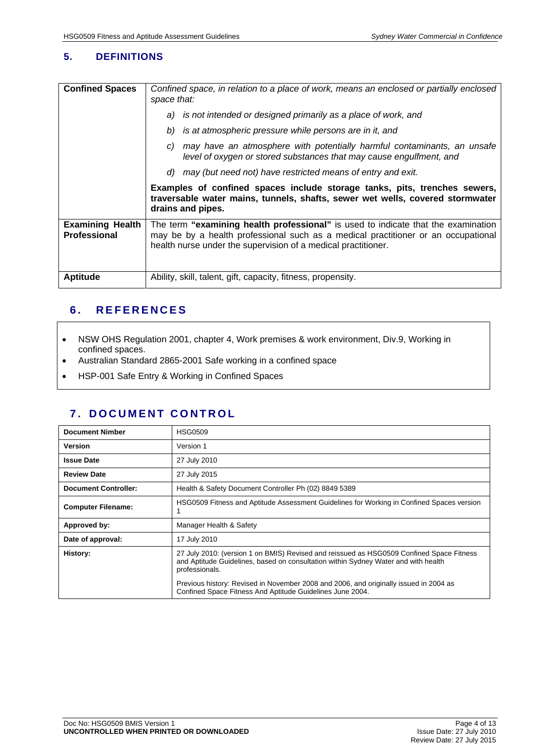## 5. DEFINITIONS

| | |
|---|---|
| **Confined Spaces** | *Confined space, in relation to a place of work, means an enclosed or partially enclosed space that:*<br>*a) is not intended or designed primarily as a place of work, and*<br>*b) is at atmospheric pressure while persons are in it, and*<br>*c) may have an atmosphere with potentially harmful contaminants, an unsafe level of oxygen or stored substances that may cause engulfment, and*<br>*d) may (but need not) have restricted means of entry and exit.*<br>**Examples of confined spaces include storage tanks, pits, trenches sewers, traversable water mains, tunnels, shafts, sewer wet wells, covered stormwater drains and pipes.** |
| **Examining Health Professional** | The term **"examining health professional"** is used to indicate that the examination may be by a health professional such as a medical practitioner or an occupational health nurse under the supervision of a medical practitioner. |
| **Aptitude** | Ability, skill, talent, gift, capacity, fitness, propensity. |

## 6. REFERENCES

- NSW OHS Regulation 2001, chapter 4, Work premises & work environment, Div.9, Working in confined spaces.
- Australian Standard 2865-2001 Safe working in a confined space
- HSP-001 Safe Entry & Working in Confined Spaces

## 7. DOCUMENT CONTROL

| | |
|---|---|
| **Document Nimber** | HSG0509 |
| **Version** | Version 1 |
| **Issue Date** | 27 July 2010 |
| **Review Date** | 27 July 2015 |
| **Document Controller:** | Health & Safety Document Controller Ph (02) 8849 5389 |
| **Computer Filename:** | HSG0509 Fitness and Aptitude Assessment Guidelines for Working in Confined Spaces version 1 |
| **Approved by:** | Manager Health & Safety |
| **Date of approval:** | 17 July 2010 |
| **History:** | 27 July 2010: (version 1 on BMIS) Revised and reissued as HSG0509 Confined Space Fitness and Aptitude Guidelines, based on consultation within Sydney Water and with health professionals.<br>Previous history: Revised in November 2008 and 2006, and originally issued in 2004 as Confined Space Fitness And Aptitude Guidelines June 2004. |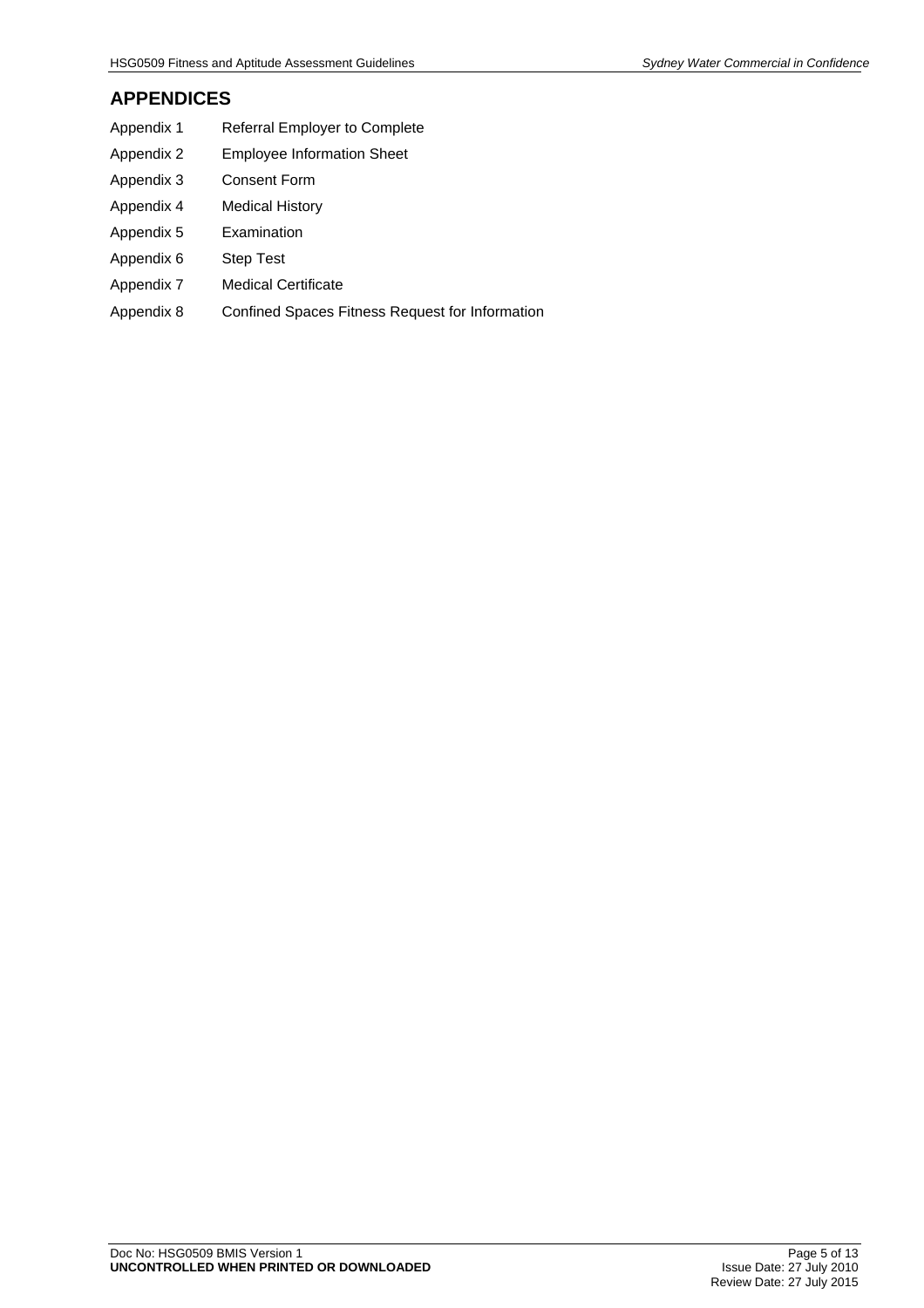## APPENDICES

| | |
|---|---|
| Appendix 1 | Referral Employer to Complete |
| Appendix 2 | Employee Information Sheet |
| Appendix 3 | Consent Form |
| Appendix 4 | Medical History |
| Appendix 5 | Examination |
| Appendix 6 | Step Test |
| Appendix 7 | Medical Certificate |
| Appendix 8 | Confined Spaces Fitness Request for Information |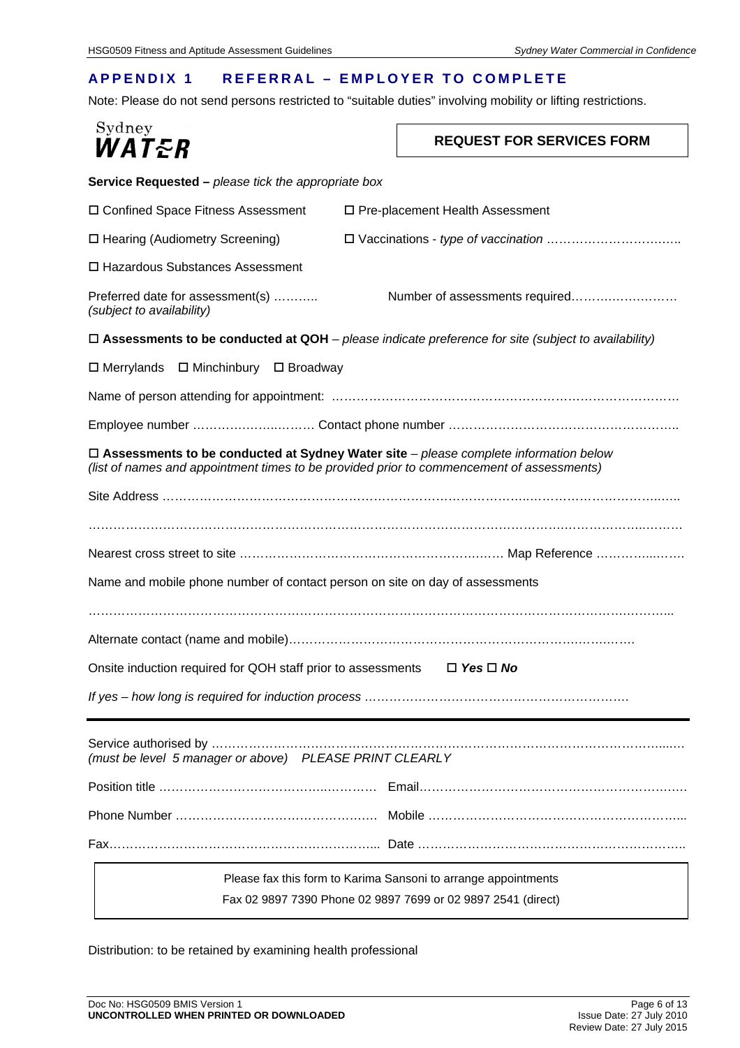## APPENDIX 1 REFERRAL – EMPLOYER TO COMPLETE

Note: Please do not send persons restricted to "suitable duties" involving mobility or lifting restrictions.

Sydney WATER

**REQUEST FOR SERVICES FORM**

**Service Requested –** *please tick the appropriate box*

☐ Confined Space Fitness Assessment ☐ Pre-placement Health Assessment

☐ Hearing (Audiometry Screening) ☐ Vaccinations - *type of vaccination* ……………………………..

☐ Hazardous Substances Assessment

Preferred date for assessment(s) ……….. Number of assessments required……….……………
*(subject to availability)*

☐ **Assessments to be conducted at QOH** – *please indicate preference for site (subject to availability)*

☐ Merrylands ☐ Minchinbury ☐ Broadway

Name of person attending for appointment: …………………………………………………………………………

Employee number ……………….……… Contact phone number ………………………………………………..

☐ **Assessments to be conducted at Sydney Water site** – *please complete information below*
*(list of names and appointment times to be provided prior to commencement of assessments)*

Site Address ……………………………………………………………………………..…………………………..…..

…………………………………………………………………………………………………………………………………

Nearest cross street to site ……………………………………………………… Map Reference ……………..…….

Name and mobile phone number of contact person on site on day of assessments

………………………………………………………………………………………………………………………………...

Alternate contact (name and mobile)……………………………………………………………………….…….

Onsite induction required for QOH staff prior to assessments ☐ ***Yes*** ☐ ***No***

*If yes – how long is required for induction process* ……………………………………………………….

---

Service authorised by ………………………………………………………………………………………………...…
*(must be level 5 manager or above) PLEASE PRINT CLEARLY*

Position title ………………………………………..………… Email……………………………………………………….

Phone Number …………………………………………. Mobile ………………………………………………………...

Fax……………………………………………………….. Date ………………………………………………………..

Please fax this form to Karima Sansoni to arrange appointments
Fax 02 9897 7390 Phone 02 9897 7699 or 02 9897 2541 (direct)

Distribution: to be retained by examining health professional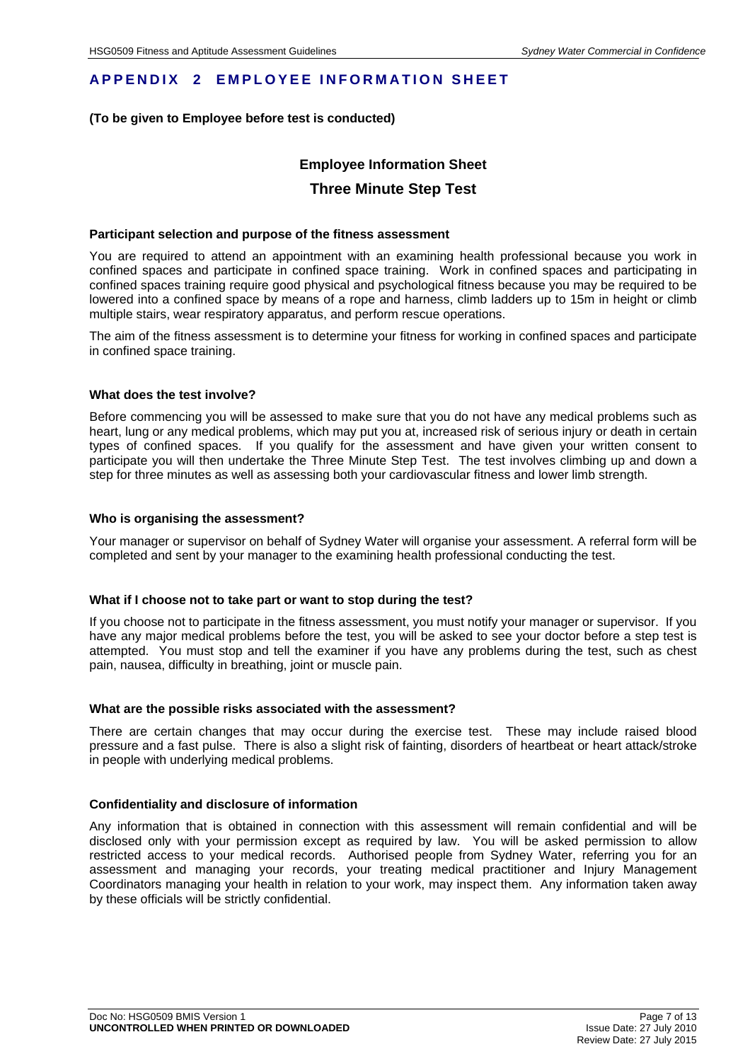# APPENDIX 2 EMPLOYEE INFORMATION SHEET

**(To be given to Employee before test is conducted)**

## Employee Information Sheet

## Three Minute Step Test

### Participant selection and purpose of the fitness assessment

You are required to attend an appointment with an examining health professional because you work in confined spaces and participate in confined space training. Work in confined spaces and participating in confined spaces training require good physical and psychological fitness because you may be required to be lowered into a confined space by means of a rope and harness, climb ladders up to 15m in height or climb multiple stairs, wear respiratory apparatus, and perform rescue operations.

The aim of the fitness assessment is to determine your fitness for working in confined spaces and participate in confined space training.

### What does the test involve?

Before commencing you will be assessed to make sure that you do not have any medical problems such as heart, lung or any medical problems, which may put you at, increased risk of serious injury or death in certain types of confined spaces. If you qualify for the assessment and have given your written consent to participate you will then undertake the Three Minute Step Test. The test involves climbing up and down a step for three minutes as well as assessing both your cardiovascular fitness and lower limb strength.

### Who is organising the assessment?

Your manager or supervisor on behalf of Sydney Water will organise your assessment. A referral form will be completed and sent by your manager to the examining health professional conducting the test.

### What if I choose not to take part or want to stop during the test?

If you choose not to participate in the fitness assessment, you must notify your manager or supervisor. If you have any major medical problems before the test, you will be asked to see your doctor before a step test is attempted. You must stop and tell the examiner if you have any problems during the test, such as chest pain, nausea, difficulty in breathing, joint or muscle pain.

### What are the possible risks associated with the assessment?

There are certain changes that may occur during the exercise test. These may include raised blood pressure and a fast pulse. There is also a slight risk of fainting, disorders of heartbeat or heart attack/stroke in people with underlying medical problems.

### Confidentiality and disclosure of information

Any information that is obtained in connection with this assessment will remain confidential and will be disclosed only with your permission except as required by law. You will be asked permission to allow restricted access to your medical records. Authorised people from Sydney Water, referring you for an assessment and managing your records, your treating medical practitioner and Injury Management Coordinators managing your health in relation to your work, may inspect them. Any information taken away by these officials will be strictly confidential.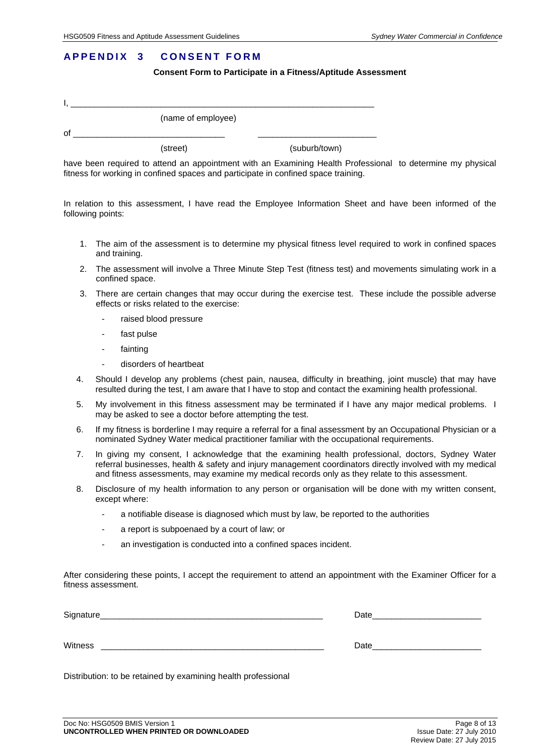# APPENDIX 3 CONSENT FORM

**Consent Form to Participate in a Fitness/Aptitude Assessment**

I, ________________________________________________________________

(name of employee)

of ________________________________ __________________________

(street) (suburb/town)

have been required to attend an appointment with an Examining Health Professional to determine my physical fitness for working in confined spaces and participate in confined space training.

In relation to this assessment, I have read the Employee Information Sheet and have been informed of the following points:

1. The aim of the assessment is to determine my physical fitness level required to work in confined spaces and training.
2. The assessment will involve a Three Minute Step Test (fitness test) and movements simulating work in a confined space.
3. There are certain changes that may occur during the exercise test. These include the possible adverse effects or risks related to the exercise:
   - raised blood pressure
   - fast pulse
   - fainting
   - disorders of heartbeat
4. Should I develop any problems (chest pain, nausea, difficulty in breathing, joint muscle) that may have resulted during the test, I am aware that I have to stop and contact the examining health professional.
5. My involvement in this fitness assessment may be terminated if I have any major medical problems. I may be asked to see a doctor before attempting the test.
6. If my fitness is borderline I may require a referral for a final assessment by an Occupational Physician or a nominated Sydney Water medical practitioner familiar with the occupational requirements.
7. In giving my consent, I acknowledge that the examining health professional, doctors, Sydney Water referral businesses, health & safety and injury management coordinators directly involved with my medical and fitness assessments, may examine my medical records only as they relate to this assessment.
8. Disclosure of my health information to any person or organisation will be done with my written consent, except where:
   - a notifiable disease is diagnosed which must by law, be reported to the authorities
   - a report is subpoenaed by a court of law; or
   - an investigation is conducted into a confined spaces incident.

After considering these points, I accept the requirement to attend an appointment with the Examiner Officer for a fitness assessment.

Signature________________________________________________ Date______________________

Witness ________________________________________________ Date______________________

Distribution: to be retained by examining health professional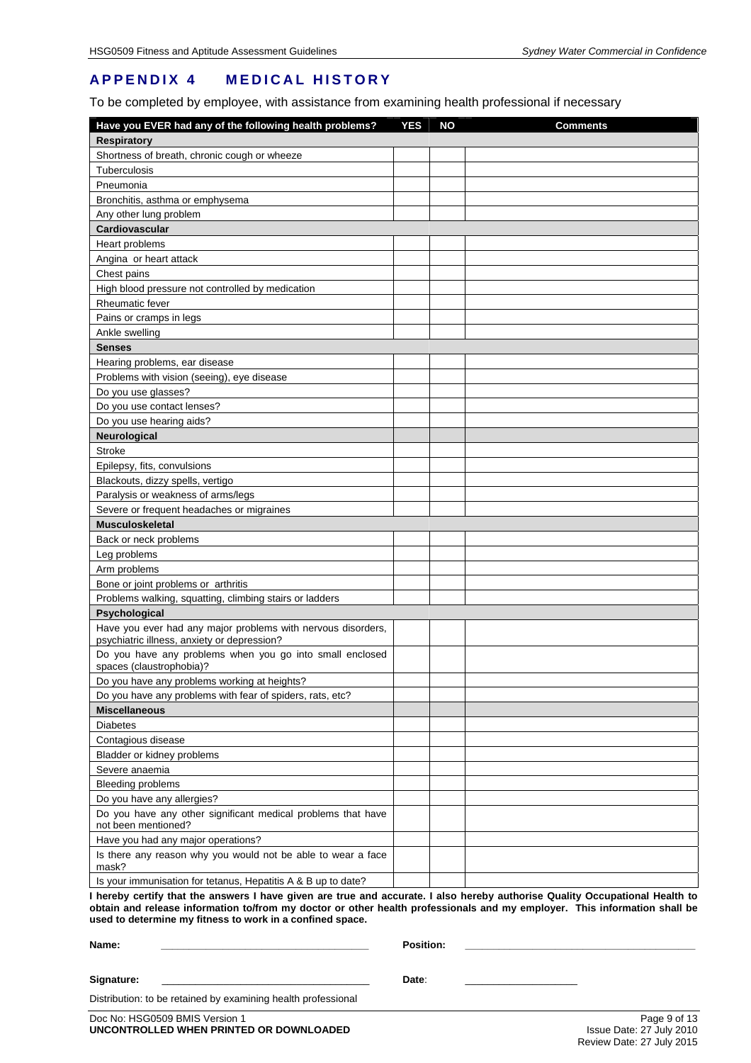## APPENDIX 4 MEDICAL HISTORY

To be completed by employee, with assistance from examining health professional if necessary

| Have you EVER had any of the following health problems? | YES | NO | Comments |
|---|---|---|---|
| **Respiratory** | | | |
| Shortness of breath, chronic cough or wheeze | | | |
| Tuberculosis | | | |
| Pneumonia | | | |
| Bronchitis, asthma or emphysema | | | |
| Any other lung problem | | | |
| **Cardiovascular** | | | |
| Heart problems | | | |
| Angina or heart attack | | | |
| Chest pains | | | |
| High blood pressure not controlled by medication | | | |
| Rheumatic fever | | | |
| Pains or cramps in legs | | | |
| Ankle swelling | | | |
| **Senses** | | | |
| Hearing problems, ear disease | | | |
| Problems with vision (seeing), eye disease | | | |
| Do you use glasses? | | | |
| Do you use contact lenses? | | | |
| Do you use hearing aids? | | | |
| **Neurological** | | | |
| Stroke | | | |
| Epilepsy, fits, convulsions | | | |
| Blackouts, dizzy spells, vertigo | | | |
| Paralysis or weakness of arms/legs | | | |
| Severe or frequent headaches or migraines | | | |
| **Musculoskeletal** | | | |
| Back or neck problems | | | |
| Leg problems | | | |
| Arm problems | | | |
| Bone or joint problems or arthritis | | | |
| Problems walking, squatting, climbing stairs or ladders | | | |
| **Psychological** | | | |
| Have you ever had any major problems with nervous disorders, psychiatric illness, anxiety or depression? | | | |
| Do you have any problems when you go into small enclosed spaces (claustrophobia)? | | | |
| Do you have any problems working at heights? | | | |
| Do you have any problems with fear of spiders, rats, etc? | | | |
| **Miscellaneous** | | | |
| Diabetes | | | |
| Contagious disease | | | |
| Bladder or kidney problems | | | |
| Severe anaemia | | | |
| Bleeding problems | | | |
| Do you have any allergies? | | | |
| Do you have any other significant medical problems that have not been mentioned? | | | |
| Have you had any major operations? | | | |
| Is there any reason why you would not be able to wear a face mask? | | | |
| Is your immunisation for tetanus, Hepatitis A & B up to date? | | | |

**I hereby certify that the answers I have given are true and accurate. I also hereby authorise Quality Occupational Health to obtain and release information to/from my doctor or other health professionals and my employer. This information shall be used to determine my fitness to work in a confined space.**

**Name:** ___________________________________ **Position:** ________________________________________

**Signature:** ___________________________________ **Date**: ____________________

Distribution: to be retained by examining health professional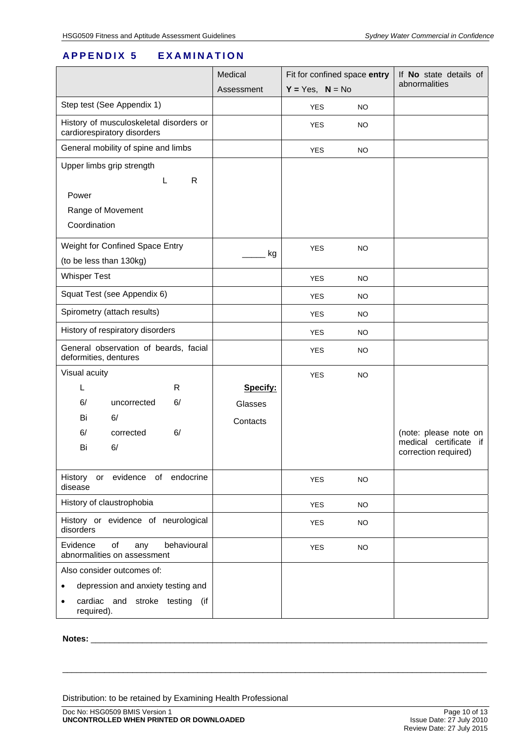## APPENDIX 5 EXAMINATION

| | Medical Assessment | Fit for confined space **entry** **Y** = Yes, **N** = No | If **No** state details of abnormalities |
|---|---|---|---|
| Step test (See Appendix 1) | | YES NO | |
| History of musculoskeletal disorders or cardiorespiratory disorders | | YES NO | |
| General mobility of spine and limbs | | YES NO | |
| Upper limbs grip strength<br>L R<br>Power<br>Range of Movement<br>Coordination | | | |
| Weight for Confined Space Entry<br>(to be less than 130kg) | _____ kg | YES NO | |
| Whisper Test | | YES NO | |
| Squat Test (see Appendix 6) | | YES NO | |
| Spirometry (attach results) | | YES NO | |
| History of respiratory disorders | | YES NO | |
| General observation of beards, facial deformities, dentures | | YES NO | |
| Visual acuity<br>L R<br>6/ uncorrected 6/<br>Bi 6/<br>6/ corrected 6/<br>Bi 6/ | **Specify:**<br>Glasses<br>Contacts | YES NO | (note: please note on medical certificate if correction required) |
| History or evidence of endocrine disease | | YES NO | |
| History of claustrophobia | | YES NO | |
| History or evidence of neurological disorders | | YES NO | |
| Evidence of any behavioural abnormalities on assessment | | YES NO | |
| Also consider outcomes of:<br>• depression and anxiety testing and<br>• cardiac and stroke testing (if required). | | | |

**Notes:** ______________________________________________________________________________

______________________________________________________________________________

Distribution: to be retained by Examining Health Professional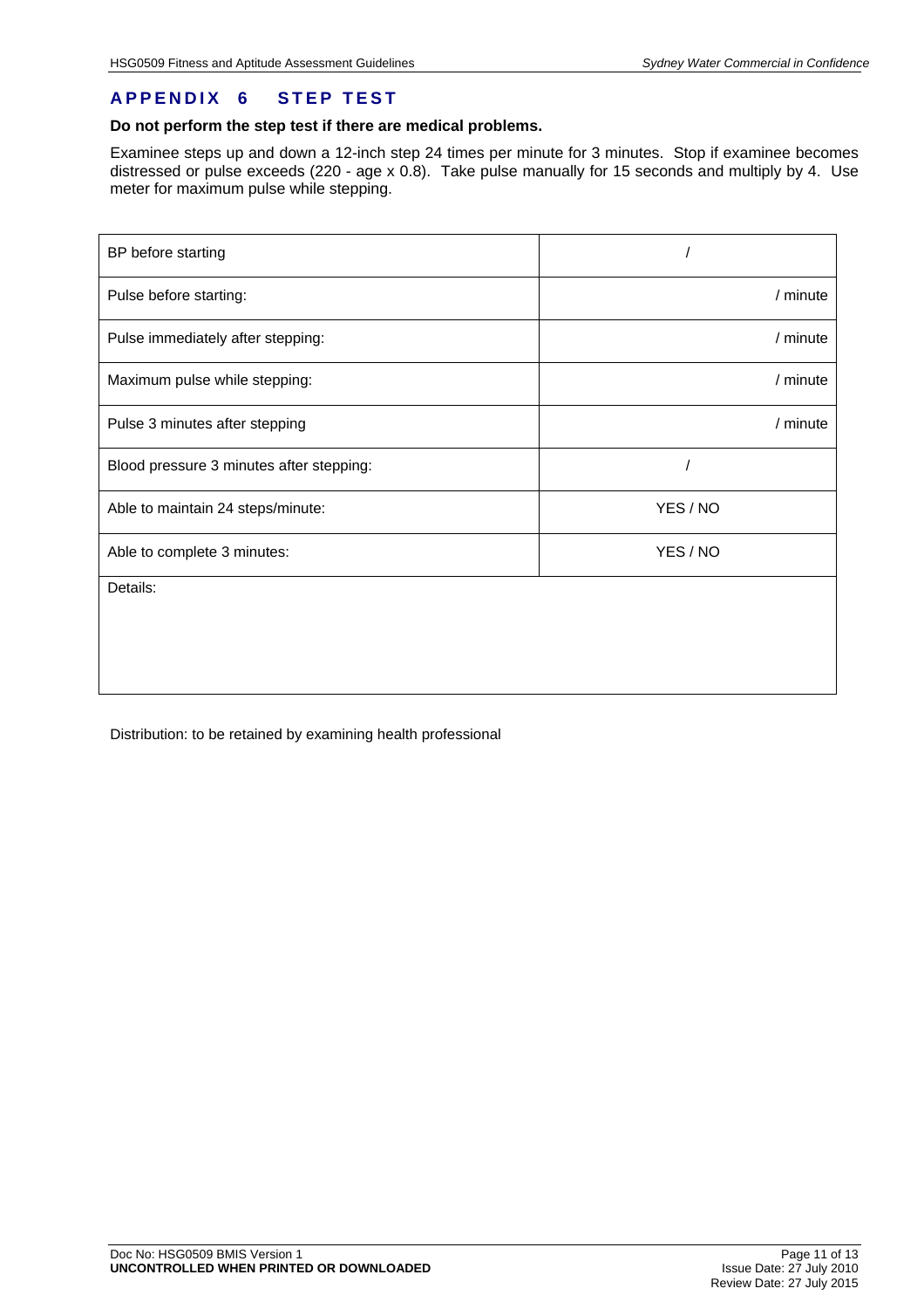## APPENDIX 6 STEP TEST

**Do not perform the step test if there are medical problems.**

Examinee steps up and down a 12-inch step 24 times per minute for 3 minutes. Stop if examinee becomes distressed or pulse exceeds (220 - age x 0.8). Take pulse manually for 15 seconds and multiply by 4. Use meter for maximum pulse while stepping.

| | |
|---|---|
| BP before starting | / |
| Pulse before starting: | / minute |
| Pulse immediately after stepping: | / minute |
| Maximum pulse while stepping: | / minute |
| Pulse 3 minutes after stepping | / minute |
| Blood pressure 3 minutes after stepping: | / |
| Able to maintain 24 steps/minute: | YES / NO |
| Able to complete 3 minutes: | YES / NO |
| Details: | |

Distribution: to be retained by examining health professional

Doc No: HSG0509 BMIS Version 1
**UNCONTROLLED WHEN PRINTED OR DOWNLOADED**

Issue Date: 27 July 2010
Review Date: 27 July 2015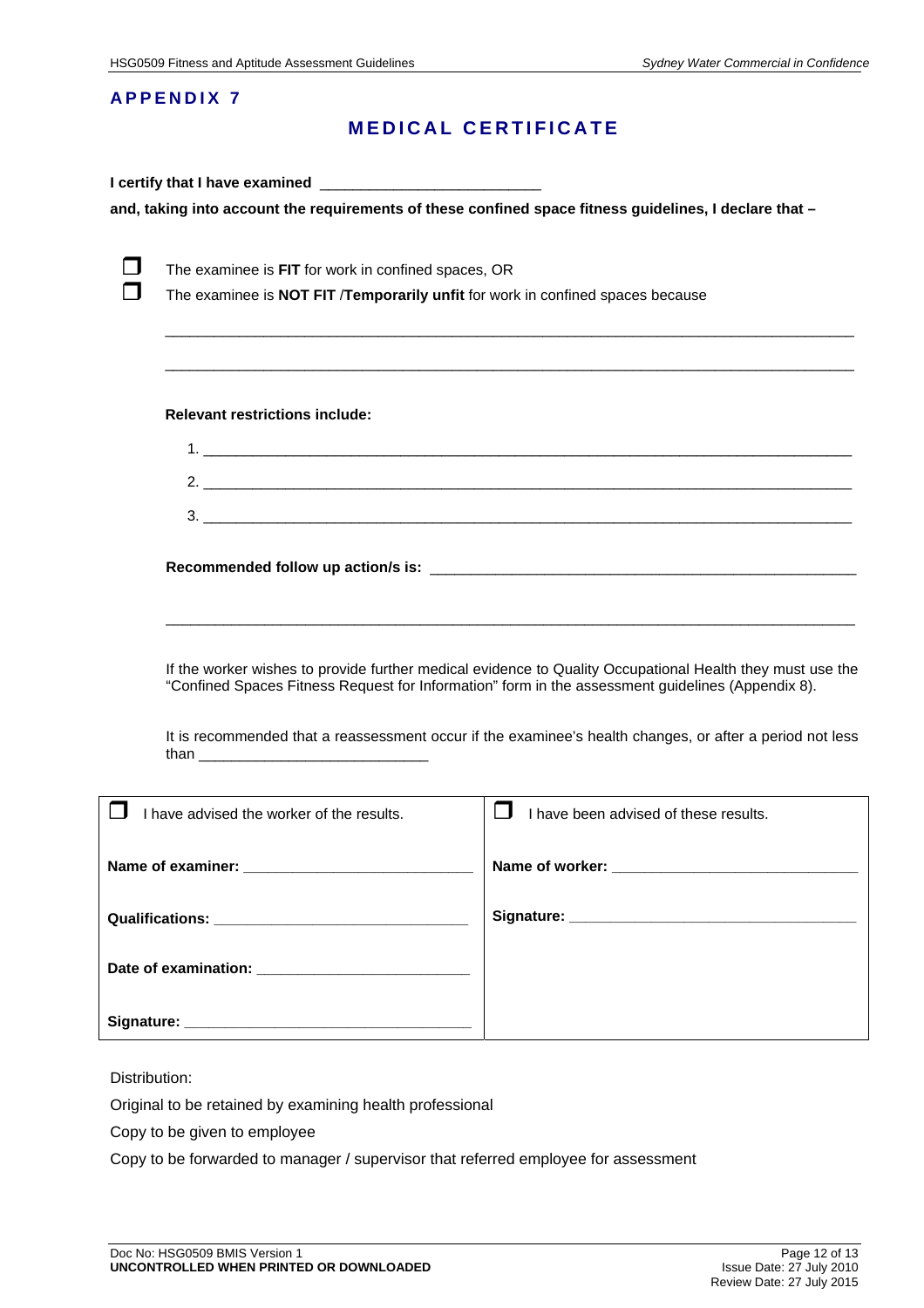## APPENDIX 7

# MEDICAL CERTIFICATE

**I certify that I have examined** __________________________

**and, taking into account the requirements of these confined space fitness guidelines, I declare that –**

❒ The examinee is **FIT** for work in confined spaces, OR

❒ The examinee is **NOT FIT** /**Temporarily unfit** for work in confined spaces because

_________________________________________________________________________________

_________________________________________________________________________________

**Relevant restrictions include:**

1. ______________________________________________________________________________
2. ______________________________________________________________________________
3. ______________________________________________________________________________

**Recommended follow up action/s is:** ________________________________________________

_________________________________________________________________________________

If the worker wishes to provide further medical evidence to Quality Occupational Health they must use the "Confined Spaces Fitness Request for Information" form in the assessment guidelines (Appendix 8).

It is recommended that a reassessment occur if the examinee's health changes, or after a period not less than ____________________________

| ❒ I have advised the worker of the results. | ❒ I have been advised of these results. |
|---|---|
| **Name of examiner:** ____________________________ | **Name of worker:** ____________________________ |
| **Qualifications:** ______________________________ | **Signature:** __________________________________ |
| **Date of examination:** _________________________ | |
| **Signature:** __________________________________ | |

Distribution:

Original to be retained by examining health professional

Copy to be given to employee

Copy to be forwarded to manager / supervisor that referred employee for assessment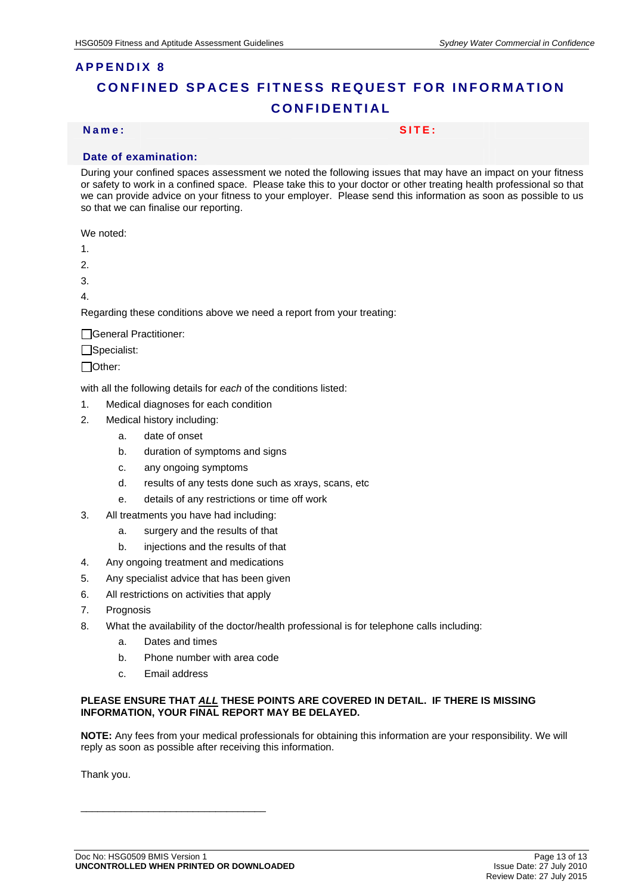# APPENDIX 8

## CONFINED SPACES FITNESS REQUEST FOR INFORMATION CONFIDENTIAL

| | |
|---|---|
| **Name:** | **SITE:** |
| **Date of examination:** | |

During your confined spaces assessment we noted the following issues that may have an impact on your fitness or safety to work in a confined space. Please take this to your doctor or other treating health professional so that we can provide advice on your fitness to your employer. Please send this information as soon as possible to us so that we can finalise our reporting.

We noted:

1.
2.
3.
4.

Regarding these conditions above we need a report from your treating:

☐ General Practitioner:

☐ Specialist:

☐ Other:

with all the following details for *each* of the conditions listed:

1. Medical diagnoses for each condition
2. Medical history including:
    a. date of onset
    b. duration of symptoms and signs
    c. any ongoing symptoms
    d. results of any tests done such as xrays, scans, etc
    e. details of any restrictions or time off work
3. All treatments you have had including:
    a. surgery and the results of that
    b. injections and the results of that
4. Any ongoing treatment and medications
5. Any specialist advice that has been given
6. All restrictions on activities that apply
7. Prognosis
8. What the availability of the doctor/health professional is for telephone calls including:
    a. Dates and times
    b. Phone number with area code
    c. Email address

**PLEASE ENSURE THAT *ALL* THESE POINTS ARE COVERED IN DETAIL. IF THERE IS MISSING INFORMATION, YOUR FINAL REPORT MAY BE DELAYED.**

**NOTE:** Any fees from your medical professionals for obtaining this information are your responsibility. We will reply as soon as possible after receiving this information.

Thank you.

________________________________

Doc No: HSG0509 BMIS Version 1
**UNCONTROLLED WHEN PRINTED OR DOWNLOADED**

Issue Date: 27 July 2010
Review Date: 27 July 2015